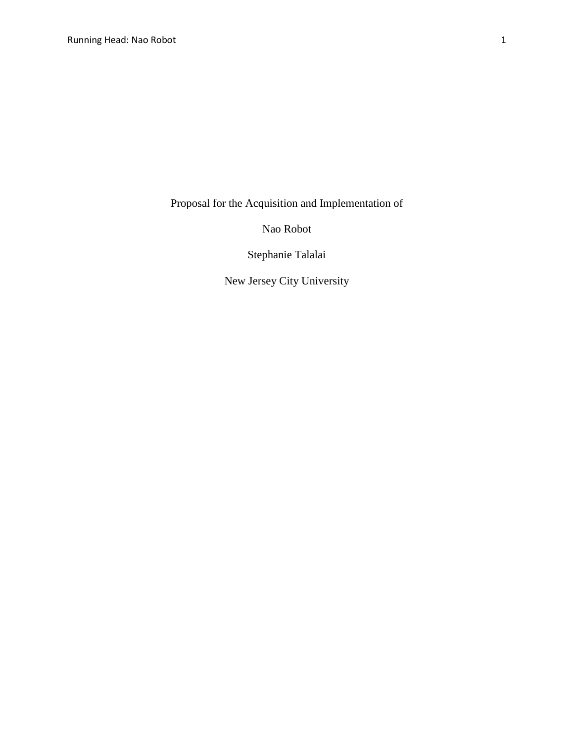Proposal for the Acquisition and Implementation of

Nao Robot

Stephanie Talalai

New Jersey City University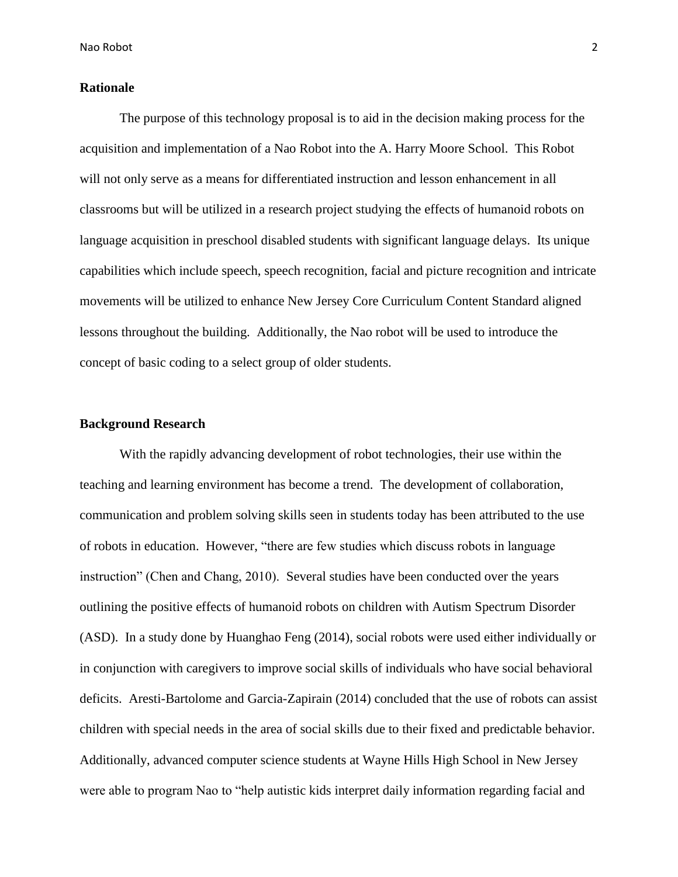## Rationale

The purpose of this technology proposal is to aid in the decision making process for the acquisition and implementation of a Nao Robot into the A. Harry Moore School. This Robot will not only serve as a means for differentiated instruction and lesson enhancement in all classrooms but will be utilized in a research project studying the effects of humanoid robots on language acquisition in preschool disabled students with significant language delays. Its unique capabilities which include speech, speech recognition, facial and picture recognition and intricate movements will be utilized to enhance New Jersey Core Curriculum Content Standard aligned lessons throughout the building. Additionally, the Nao robot will be used to introduce the concept of basic coding to a select group of older students.

## Background Research

With the rapidly advancing development of robot technologies, their use within the teaching and learning environment has become a trend. The development of collaboration, communication and problem solving skills seen in students today has been attributed to the use of robots in education. However, "there are few studies which discuss robots in language instruction" (Chen and Chang, 2010). Several studies have been conducted over the years outlining the positive effects of humanoid robots on children with Autism Spectrum Disorder (ASD). In a study done by Huanghao Feng (2014), social robots were used either individually or in conjunction with caregivers to improve social skills of individuals who have social behavioral deficits. Aresti-Bartolome and Garcia-Zapirain (2014) concluded that the use of robots can assist children with special needs in the area of social skills due to their fixed and predictable behavior. Additionally, advanced computer science students at Wayne Hills High School in New Jersey were able to program Nao to "help autistic kids interpret daily information regarding facial and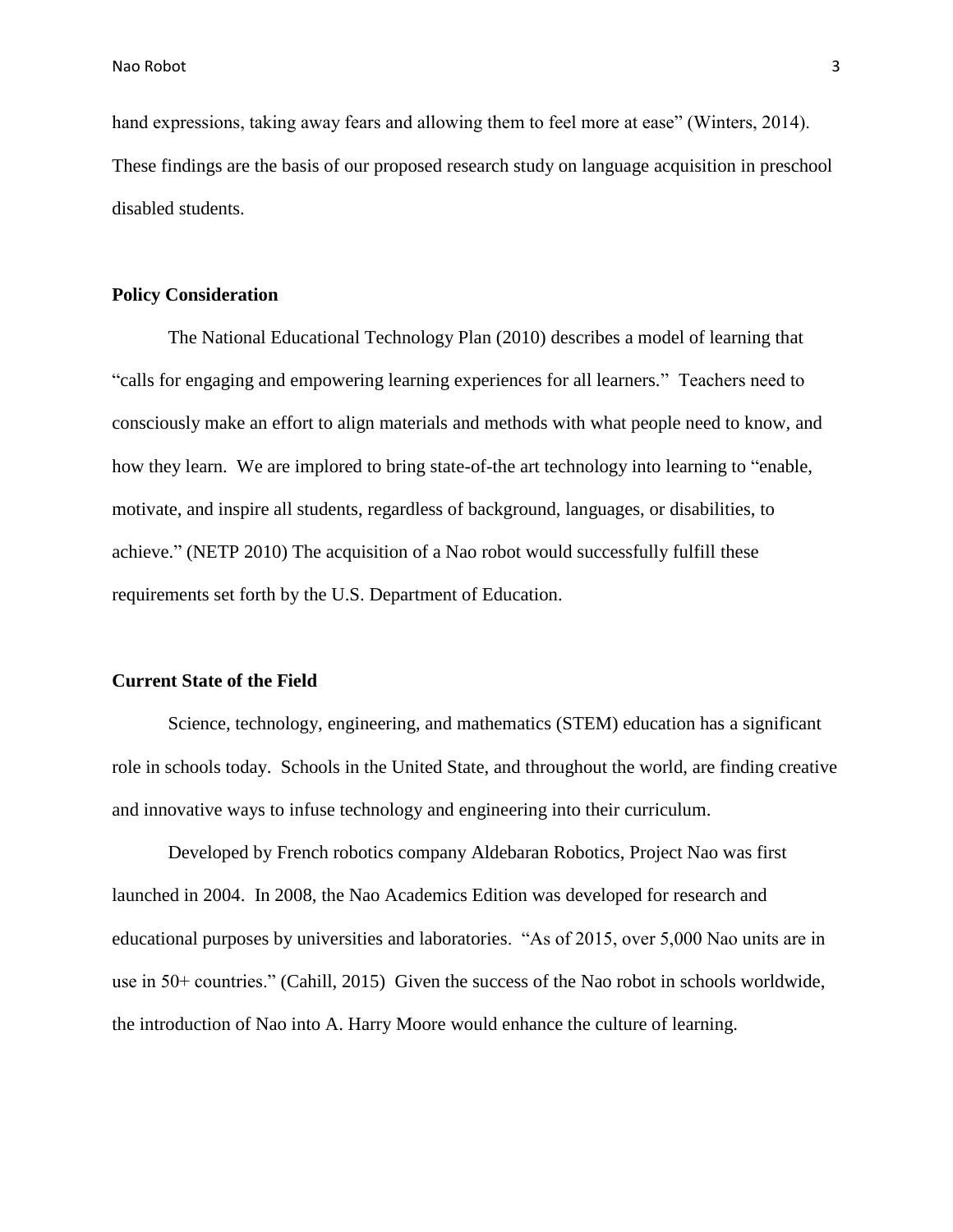hand expressions, taking away fears and allowing them to feel more at ease" (Winters, 2014). These findings are the basis of our proposed research study on language acquisition in preschool disabled students.

## Policy Consideration

The National Educational Technology Plan (2010) describes a model of learning that "calls for engaging and empowering learning experiences for all learners." Teachers need to consciously make an effort to align materials and methods with what people need to know, and how they learn. We are implored to bring state-of-the art technology into learning to "enable, motivate, and inspire all students, regardless of background, languages, or disabilities, to achieve." (NETP 2010) The acquisition of a Nao robot would successfully fulfill these requirements set forth by the U.S. Department of Education.

## Current State of the Field

Science, technology, engineering, and mathematics (STEM) education has a significant role in schools today. Schools in the United State, and throughout the world, are finding creative and innovative ways to infuse technology and engineering into their curriculum.

Developed by French robotics company Aldebaran Robotics, Project Nao was first launched in 2004. In 2008, the Nao Academics Edition was developed for research and educational purposes by universities and laboratories. "As of 2015, over 5,000 Nao units are in use in 50+ countries." (Cahill, 2015) Given the success of the Nao robot in schools worldwide, the introduction of Nao into A. Harry Moore would enhance the culture of learning.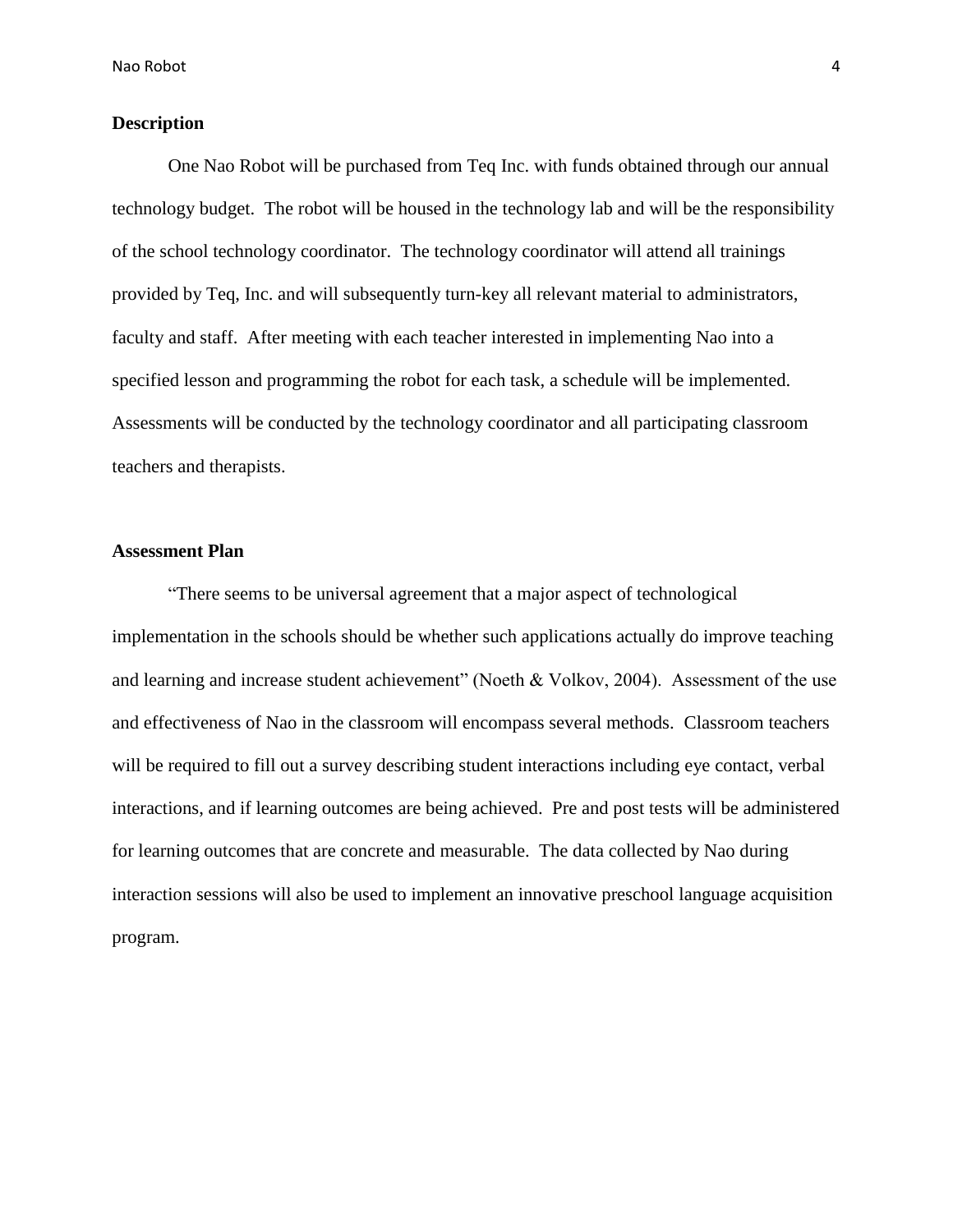**Description**

One Nao Robot will be purchased from Teq Inc. with funds obtained through our annual technology budget. The robot will be housed in the technology lab and will be the responsibility of the school technology coordinator. The technology coordinator will attend all trainings provided by Teq, Inc. and will subsequently turn-key all relevant material to administrators, faculty and staff. After meeting with each teacher interested in implementing Nao into a specified lesson and programming the robot for each task, a schedule will be implemented. Assessments will be conducted by the technology coordinator and all participating classroom teachers and therapists.

**Assessment Plan**

"There seems to be universal agreement that a major aspect of technological implementation in the schools should be whether such applications actually do improve teaching and learning and increase student achievement" (Noeth & Volkov, 2004). Assessment of the use and effectiveness of Nao in the classroom will encompass several methods. Classroom teachers will be required to fill out a survey describing student interactions including eye contact, verbal interactions, and if learning outcomes are being achieved. Pre and post tests will be administered for learning outcomes that are concrete and measurable. The data collected by Nao during interaction sessions will also be used to implement an innovative preschool language acquisition program.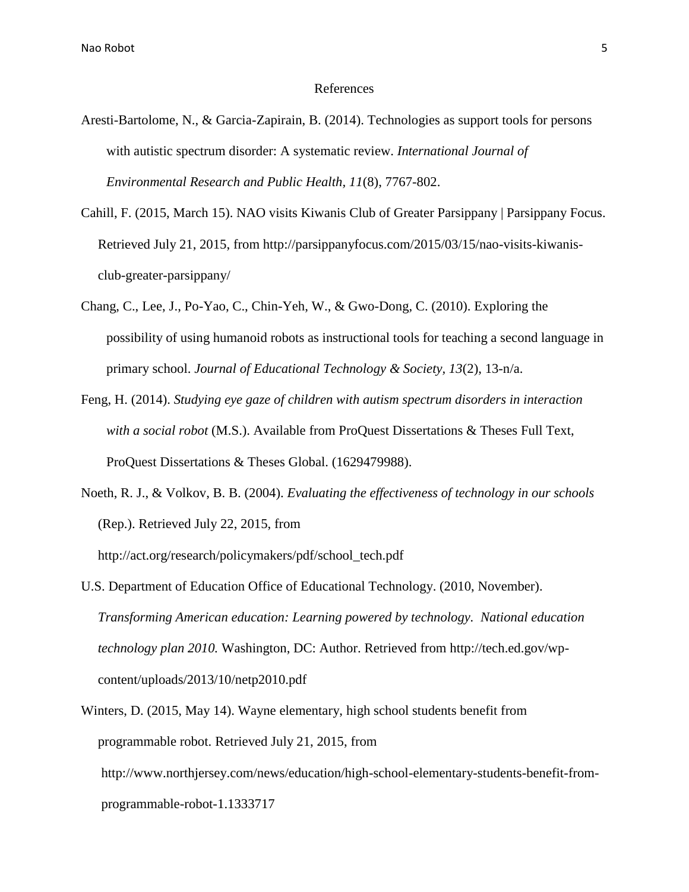# References

Aresti-Bartolome, N., & Garcia-Zapirain, B. (2014). Technologies as support tools for persons with autistic spectrum disorder: A systematic review. *International Journal of Environmental Research and Public Health, 11*(8), 7767-802.

Cahill, F. (2015, March 15). NAO visits Kiwanis Club of Greater Parsippany | Parsippany Focus. Retrieved July 21, 2015, from http://parsippanyfocus.com/2015/03/15/nao-visits-kiwanis-club-greater-parsippany/

Chang, C., Lee, J., Po-Yao, C., Chin-Yeh, W., & Gwo-Dong, C. (2010). Exploring the possibility of using humanoid robots as instructional tools for teaching a second language in primary school. *Journal of Educational Technology & Society*, *13*(2), 13-n/a.

Feng, H. (2014). *Studying eye gaze of children with autism spectrum disorders in interaction with a social robot* (M.S.). Available from ProQuest Dissertations & Theses Full Text, ProQuest Dissertations & Theses Global. (1629479988).

Noeth, R. J., & Volkov, B. B. (2004). *Evaluating the effectiveness of technology in our schools* (Rep.). Retrieved July 22, 2015, from http://act.org/research/policymakers/pdf/school_tech.pdf

U.S. Department of Education Office of Educational Technology. (2010, November). *Transforming American education: Learning powered by technology. National education technology plan 2010.* Washington, DC: Author. Retrieved from http://tech.ed.gov/wp-content/uploads/2013/10/netp2010.pdf

Winters, D. (2015, May 14). Wayne elementary, high school students benefit from programmable robot. Retrieved July 21, 2015, from http://www.northjersey.com/news/education/high-school-elementary-students-benefit-from-programmable-robot-1.1333717